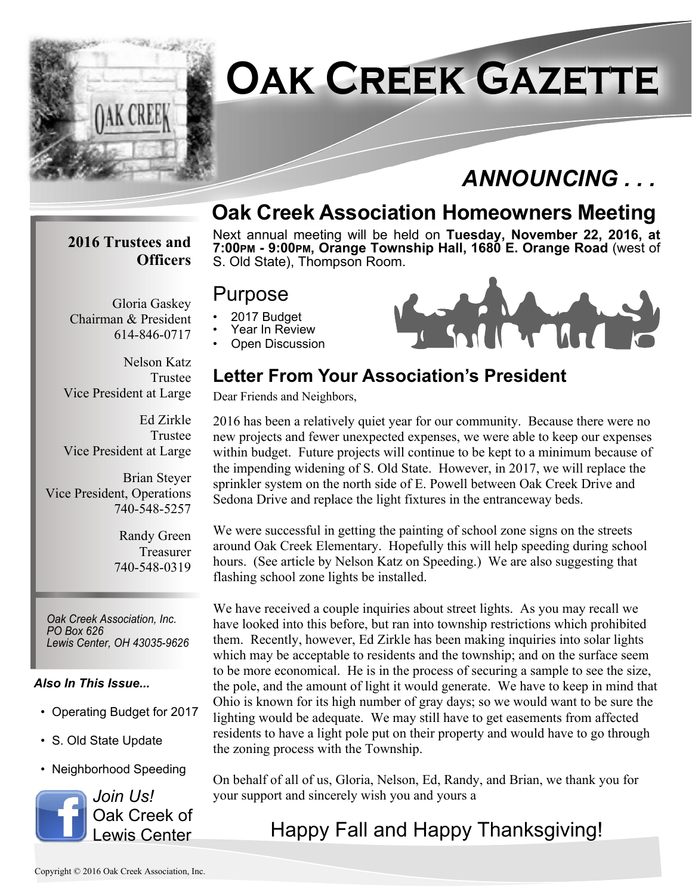# Oak Creek Gazette

## ANNOUNCING . . .

## Oak Creek Association Homeowners Meeting

Next annual meeting will be held on **Tuesday, November 22, 2016, at 7:00PM - 9:00PM, Orange Township Hall, 1680 E. Orange Road** (west of S. Old State), Thompson Room.

### Purpose

- 2017 Budget
- Year In Review
- Open Discussion

### Letter From Your Association's President

Dear Friends and Neighbors,

2016 has been a relatively quiet year for our community. Because there were no new projects and fewer unexpected expenses, we were able to keep our expenses within budget. Future projects will continue to be kept to a minimum because of the impending widening of S. Old State. However, in 2017, we will replace the sprinkler system on the north side of E. Powell between Oak Creek Drive and Sedona Drive and replace the light fixtures in the entranceway beds.

We were successful in getting the painting of school zone signs on the streets around Oak Creek Elementary. Hopefully this will help speeding during school hours. (See article by Nelson Katz on Speeding.) We are also suggesting that flashing school zone lights be installed.

We have received a couple inquiries about street lights. As you may recall we have looked into this before, but ran into township restrictions which prohibited them. Recently, however, Ed Zirkle has been making inquiries into solar lights which may be acceptable to residents and the township; and on the surface seem to be more economical. He is in the process of securing a sample to see the size, the pole, and the amount of light it would generate. We have to keep in mind that Ohio is known for its high number of gray days; so we would want to be sure the lighting would be adequate. We may still have to get easements from affected residents to have a light pole put on their property and would have to go through the zoning process with the Township.

On behalf of all of us, Gloria, Nelson, Ed, Randy, and Brian, we thank you for your support and sincerely wish you and yours a

Happy Fall and Happy Thanksgiving!

---

**2016 Trustees and Officers**

Gloria Gaskey
Chairman & President
614-846-0717

Nelson Katz
Trustee
Vice President at Large

Ed Zirkle
Trustee
Vice President at Large

Brian Steyer
Vice President, Operations
740-548-5257

Randy Green
Treasurer
740-548-0319

*Oak Creek Association, Inc.*
*PO Box 626*
*Lewis Center, OH 43035-9626*

***Also In This Issue...***

- Operating Budget for 2017
- S. Old State Update
- Neighborhood Speeding

*Join Us!*
Oak Creek of Lewis Center

Copyright © 2016 Oak Creek Association, Inc.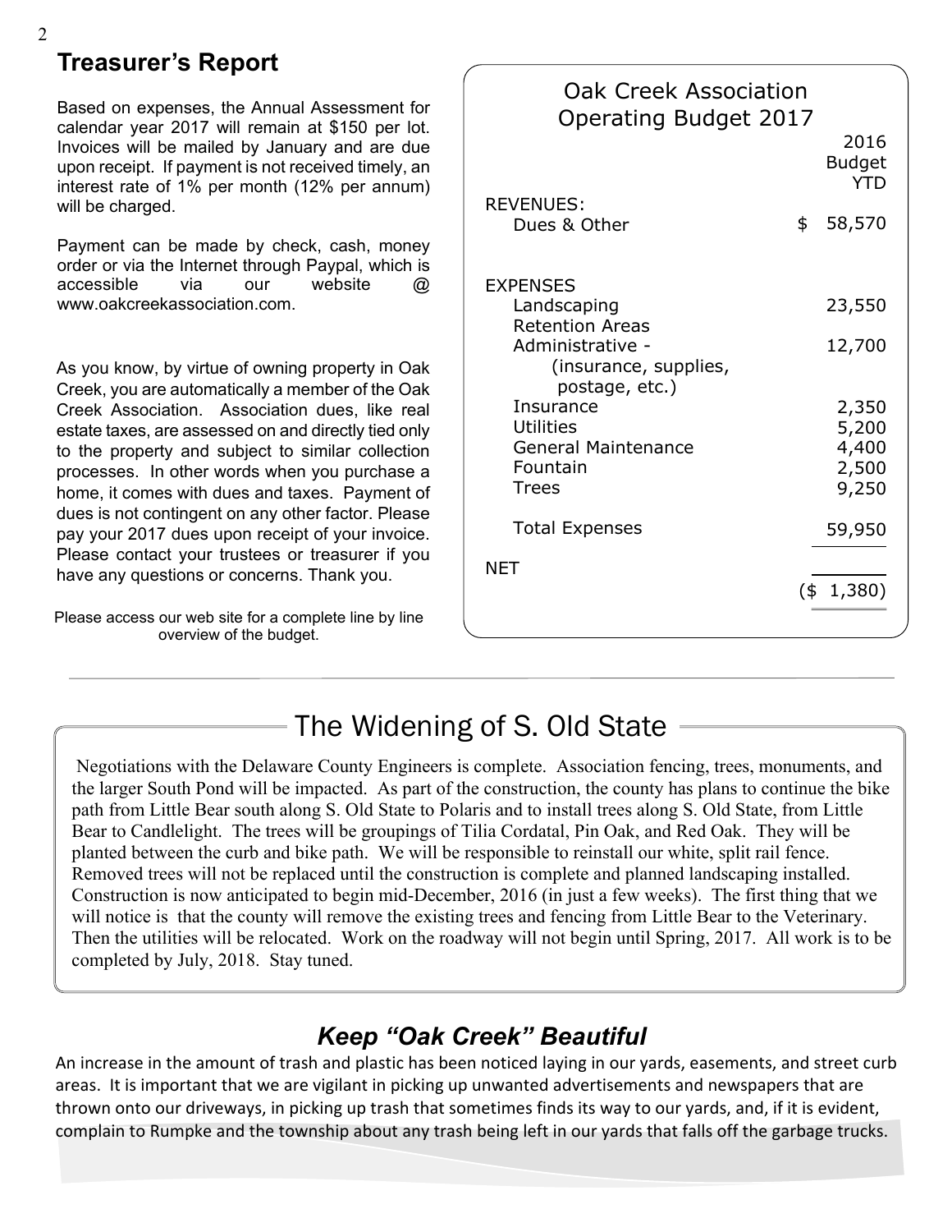## Treasurer's Report

Based on expenses, the Annual Assessment for calendar year 2017 will remain at $150 per lot. Invoices will be mailed by January and are due upon receipt. If payment is not received timely, an interest rate of 1% per month (12% per annum) will be charged.

Payment can be made by check, cash, money order or via the Internet through Paypal, which is accessible via our website @ www.oakcreekassociation.com.

As you know, by virtue of owning property in Oak Creek, you are automatically a member of the Oak Creek Association. Association dues, like real estate taxes, are assessed on and directly tied only to the property and subject to similar collection processes. In other words when you purchase a home, it comes with dues and taxes. Payment of dues is not contingent on any other factor. Please pay your 2017 dues upon receipt of your invoice. Please contact your trustees or treasurer if you have any questions or concerns. Thank you.

Please access our web site for a complete line by line overview of the budget.

### Oak Creek Association Operating Budget 2017

| | 2016 Budget YTD |
|---|---|
| **REVENUES:** | |
| Dues & Other | $ 58,570 |
| **EXPENSES** | |
| Landscaping | 23,550 |
| Retention Areas | |
| Administrative - (insurance, supplies, postage, etc.) | 12,700 |
| Insurance | 2,350 |
| Utilities | 5,200 |
| General Maintenance | 4,400 |
| Fountain | 2,500 |
| Trees | 9,250 |
| Total Expenses | 59,950 |
| **NET** | ($ 1,380) |

## The Widening of S. Old State

Negotiations with the Delaware County Engineers is complete. Association fencing, trees, monuments, and the larger South Pond will be impacted. As part of the construction, the county has plans to continue the bike path from Little Bear south along S. Old State to Polaris and to install trees along S. Old State, from Little Bear to Candlelight. The trees will be groupings of Tilia Cordatal, Pin Oak, and Red Oak. They will be planted between the curb and bike path. We will be responsible to reinstall our white, split rail fence. Removed trees will not be replaced until the construction is complete and planned landscaping installed. Construction is now anticipated to begin mid-December, 2016 (in just a few weeks). The first thing that we will notice is that the county will remove the existing trees and fencing from Little Bear to the Veterinary. Then the utilities will be relocated. Work on the roadway will not begin until Spring, 2017. All work is to be completed by July, 2018. Stay tuned.

## *Keep "Oak Creek" Beautiful*

An increase in the amount of trash and plastic has been noticed laying in our yards, easements, and street curb areas. It is important that we are vigilant in picking up unwanted advertisements and newspapers that are thrown onto our driveways, in picking up trash that sometimes finds its way to our yards, and, if it is evident, complain to Rumpke and the township about any trash being left in our yards that falls off the garbage trucks.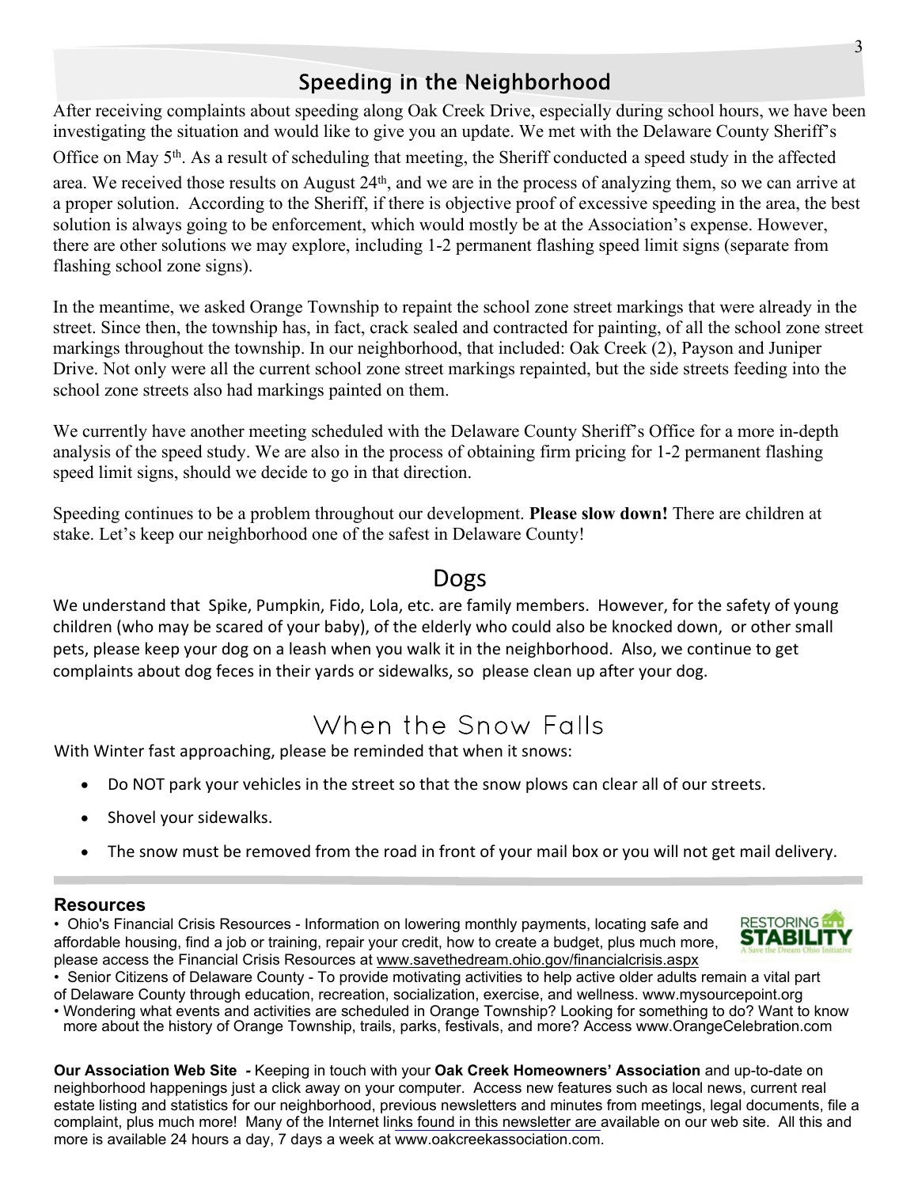## Speeding in the Neighborhood

After receiving complaints about speeding along Oak Creek Drive, especially during school hours, we have been investigating the situation and would like to give you an update. We met with the Delaware County Sheriff's Office on May 5th. As a result of scheduling that meeting, the Sheriff conducted a speed study in the affected area. We received those results on August 24th, and we are in the process of analyzing them, so we can arrive at a proper solution. According to the Sheriff, if there is objective proof of excessive speeding in the area, the best solution is always going to be enforcement, which would mostly be at the Association's expense. However, there are other solutions we may explore, including 1-2 permanent flashing speed limit signs (separate from flashing school zone signs).

In the meantime, we asked Orange Township to repaint the school zone street markings that were already in the street. Since then, the township has, in fact, crack sealed and contracted for painting, of all the school zone street markings throughout the township. In our neighborhood, that included: Oak Creek (2), Payson and Juniper Drive. Not only were all the current school zone street markings repainted, but the side streets feeding into the school zone streets also had markings painted on them.

We currently have another meeting scheduled with the Delaware County Sheriff's Office for a more in-depth analysis of the speed study. We are also in the process of obtaining firm pricing for 1-2 permanent flashing speed limit signs, should we decide to go in that direction.

Speeding continues to be a problem throughout our development. **Please slow down!** There are children at stake. Let's keep our neighborhood one of the safest in Delaware County!

## Dogs

We understand that Spike, Pumpkin, Fido, Lola, etc. are family members. However, for the safety of young children (who may be scared of your baby), of the elderly who could also be knocked down, or other small pets, please keep your dog on a leash when you walk it in the neighborhood. Also, we continue to get complaints about dog feces in their yards or sidewalks, so please clean up after your dog.

## When the Snow Falls

With Winter fast approaching, please be reminded that when it snows:

- Do NOT park your vehicles in the street so that the snow plows can clear all of our streets.
- Shovel your sidewalks.
- The snow must be removed from the road in front of your mail box or you will not get mail delivery.

### Resources

- Ohio's Financial Crisis Resources - Information on lowering monthly payments, locating safe and affordable housing, find a job or training, repair your credit, how to create a budget, plus much more, please access the Financial Crisis Resources at www.savethedream.ohio.gov/financialcrisis.aspx
- Senior Citizens of Delaware County - To provide motivating activities to help active older adults remain a vital part of Delaware County through education, recreation, socialization, exercise, and wellness. www.mysourcepoint.org
- Wondering what events and activities are scheduled in Orange Township? Looking for something to do? Want to know more about the history of Orange Township, trails, parks, festivals, and more? Access www.OrangeCelebration.com

**Our Association Web Site** - Keeping in touch with your **Oak Creek Homeowners' Association** and up-to-date on neighborhood happenings just a click away on your computer. Access new features such as local news, current real estate listing and statistics for our neighborhood, previous newsletters and minutes from meetings, legal documents, file a complaint, plus much more! Many of the Internet links found in this newsletter are available on our web site. All this and more is available 24 hours a day, 7 days a week at www.oakcreekassociation.com.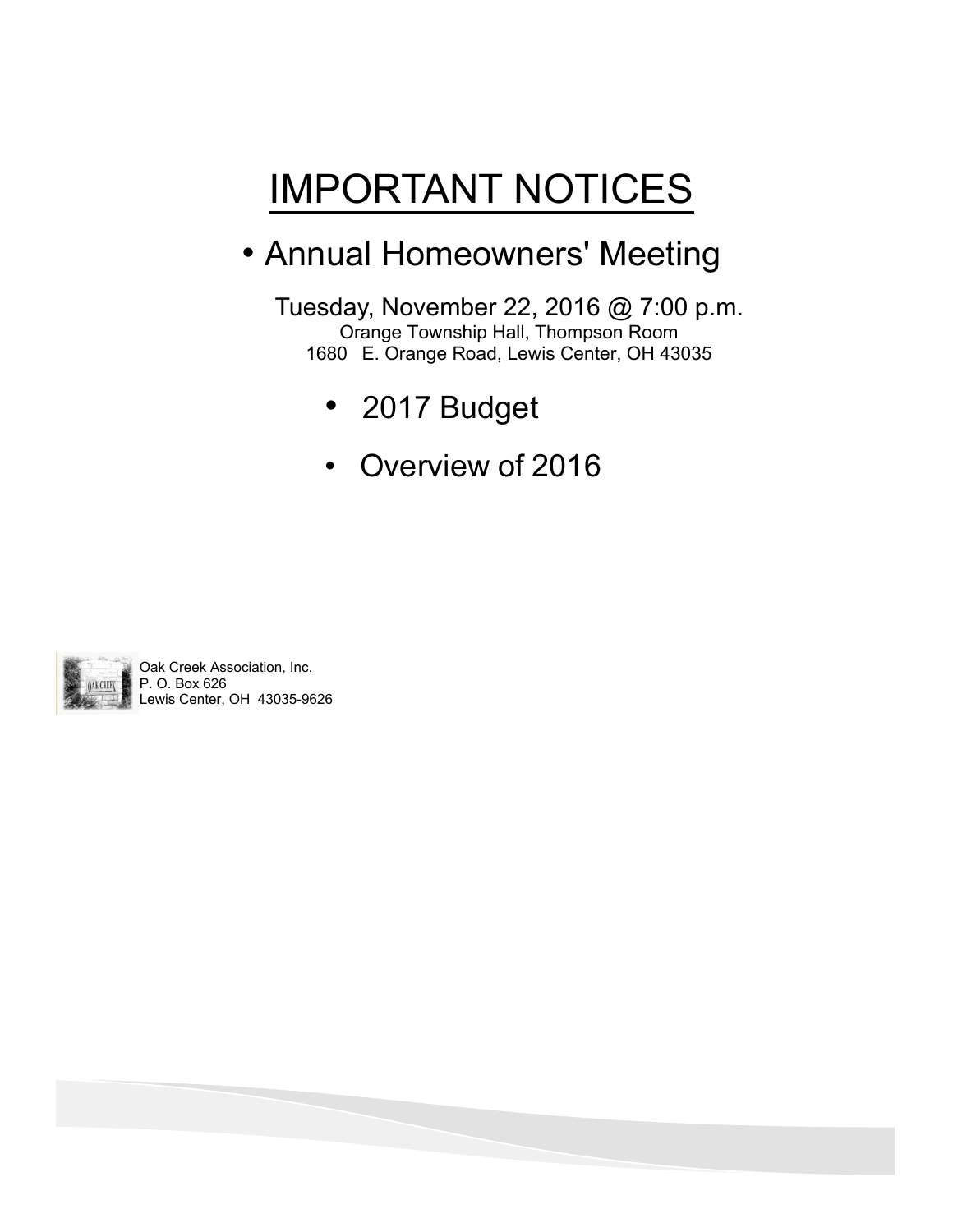# IMPORTANT NOTICES

- Annual Homeowners' Meeting

Tuesday, November 22, 2016 @ 7:00 p.m.
Orange Township Hall, Thompson Room
1680 E. Orange Road, Lewis Center, OH 43035

- 2017 Budget
- Overview of 2016

Oak Creek Association, Inc.
P. O. Box 626
Lewis Center, OH 43035-9626